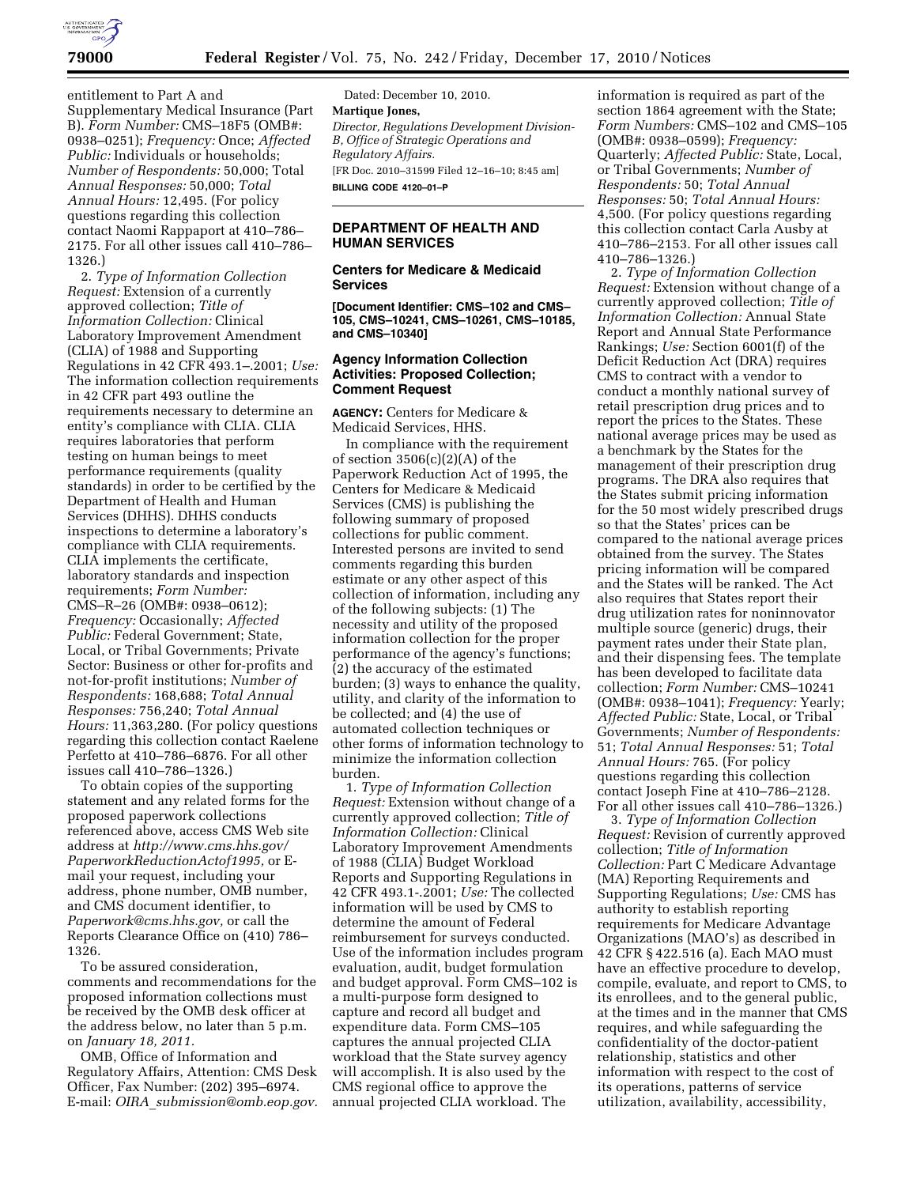entitlement to Part A and Supplementary Medical Insurance (Part B). *Form Number:* CMS–18F5 (OMB#: 0938–0251); *Frequency:* Once; *Affected Public:* Individuals or households; *Number of Respondents:* 50,000; Total *Annual Responses:* 50,000; *Total Annual Hours:* 12,495. (For policy questions regarding this collection contact Naomi Rappaport at 410–786–2175. For all other issues call 410–786–1326.)

2. *Type of Information Collection Request:* Extension of a currently approved collection; *Title of Information Collection:* Clinical Laboratory Improvement Amendment (CLIA) of 1988 and Supporting Regulations in 42 CFR 493.1–.2001; *Use:* The information collection requirements in 42 CFR part 493 outline the requirements necessary to determine an entity's compliance with CLIA. CLIA requires laboratories that perform testing on human beings to meet performance requirements (quality standards) in order to be certified by the Department of Health and Human Services (DHHS). DHHS conducts inspections to determine a laboratory's compliance with CLIA requirements. CLIA implements the certificate, laboratory standards and inspection requirements; *Form Number:* CMS–R–26 (OMB#: 0938–0612); *Frequency:* Occasionally; *Affected Public:* Federal Government; State, Local, or Tribal Governments; Private Sector: Business or other for-profits and not-for-profit institutions; *Number of Respondents:* 168,688; *Total Annual Responses:* 756,240; *Total Annual Hours:* 11,363,280. (For policy questions regarding this collection contact Raelene Perfetto at 410–786–6876. For all other issues call 410–786–1326.)

To obtain copies of the supporting statement and any related forms for the proposed paperwork collections referenced above, access CMS Web site address at *http://www.cms.hhs.gov/PaperworkReductionActof1995,* or E-mail your request, including your address, phone number, OMB number, and CMS document identifier, to *Paperwork@cms.hhs.gov,* or call the Reports Clearance Office on (410) 786–1326.

To be assured consideration, comments and recommendations for the proposed information collections must be received by the OMB desk officer at the address below, no later than 5 p.m. on *January 18, 2011.*

OMB, Office of Information and Regulatory Affairs, Attention: CMS Desk Officer, Fax Number: (202) 395–6974. E-mail: *OIRA_submission@omb.eop.gov.*

Dated: December 10, 2010.

**Martique Jones,**

*Director, Regulations Development Division-B, Office of Strategic Operations and Regulatory Affairs.*

[FR Doc. 2010–31599 Filed 12–16–10; 8:45 am]

**BILLING CODE 4120–01–P**

## DEPARTMENT OF HEALTH AND HUMAN SERVICES

### Centers for Medicare & Medicaid Services

**[Document Identifier: CMS–102 and CMS–105, CMS–10241, CMS–10261, CMS–10185, and CMS–10340]**

### Agency Information Collection Activities: Proposed Collection; Comment Request

**AGENCY:** Centers for Medicare & Medicaid Services, HHS.

In compliance with the requirement of section 3506(c)(2)(A) of the Paperwork Reduction Act of 1995, the Centers for Medicare & Medicaid Services (CMS) is publishing the following summary of proposed collections for public comment. Interested persons are invited to send comments regarding this burden estimate or any other aspect of this collection of information, including any of the following subjects: (1) The necessity and utility of the proposed information collection for the proper performance of the agency's functions; (2) the accuracy of the estimated burden; (3) ways to enhance the quality, utility, and clarity of the information to be collected; and (4) the use of automated collection techniques or other forms of information technology to minimize the information collection burden.

1. *Type of Information Collection Request:* Extension without change of a currently approved collection; *Title of Information Collection:* Clinical Laboratory Improvement Amendments of 1988 (CLIA) Budget Workload Reports and Supporting Regulations in 42 CFR 493.1-.2001; *Use:* The collected information will be used by CMS to determine the amount of Federal reimbursement for surveys conducted. Use of the information includes program evaluation, audit, budget formulation and budget approval. Form CMS–102 is a multi-purpose form designed to capture and record all budget and expenditure data. Form CMS–105 captures the annual projected CLIA workload that the State survey agency will accomplish. It is also used by the CMS regional office to approve the annual projected CLIA workload. The information is required as part of the section 1864 agreement with the State; *Form Numbers:* CMS–102 and CMS–105 (OMB#: 0938–0599); *Frequency:* Quarterly; *Affected Public:* State, Local, or Tribal Governments; *Number of Respondents:* 50; *Total Annual Responses:* 50; *Total Annual Hours:* 4,500. (For policy questions regarding this collection contact Carla Ausby at 410–786–2153. For all other issues call 410–786–1326.)

2. *Type of Information Collection Request:* Extension without change of a currently approved collection; *Title of Information Collection:* Annual State Report and Annual State Performance Rankings; *Use:* Section 6001(f) of the Deficit Reduction Act (DRA) requires CMS to contract with a vendor to conduct a monthly national survey of retail prescription drug prices and to report the prices to the States. These national average prices may be used as a benchmark by the States for the management of their prescription drug programs. The DRA also requires that the States submit pricing information for the 50 most widely prescribed drugs so that the States' prices can be compared to the national average prices obtained from the survey. The States pricing information will be compared and the States will be ranked. The Act also requires that States report their drug utilization rates for noninnovator multiple source (generic) drugs, their payment rates under their State plan, and their dispensing fees. The template has been developed to facilitate data collection; *Form Number:* CMS–10241 (OMB#: 0938–1041); *Frequency:* Yearly; *Affected Public:* State, Local, or Tribal Governments; *Number of Respondents:* 51; *Total Annual Responses:* 51; *Total Annual Hours:* 765. (For policy questions regarding this collection contact Joseph Fine at 410–786–2128. For all other issues call 410–786–1326.)

3. *Type of Information Collection Request:* Revision of currently approved collection; *Title of Information Collection:* Part C Medicare Advantage (MA) Reporting Requirements and Supporting Regulations; *Use:* CMS has authority to establish reporting requirements for Medicare Advantage Organizations (MAO's) as described in 42 CFR § 422.516 (a). Each MAO must have an effective procedure to develop, compile, evaluate, and report to CMS, to its enrollees, and to the general public, at the times and in the manner that CMS requires, and while safeguarding the confidentiality of the doctor-patient relationship, statistics and other information with respect to the cost of its operations, patterns of service utilization, availability, accessibility,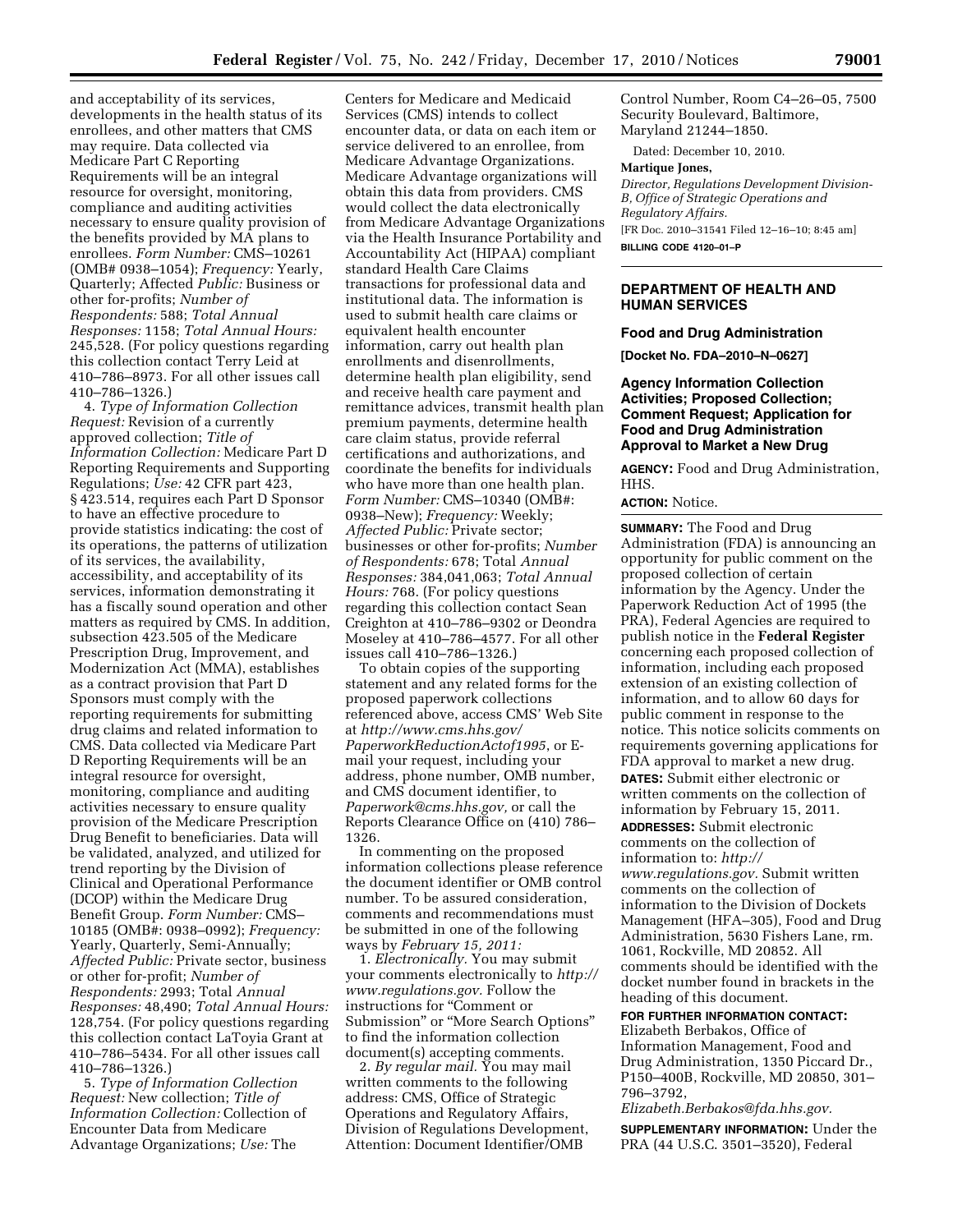and acceptability of its services, developments in the health status of its enrollees, and other matters that CMS may require. Data collected via Medicare Part C Reporting Requirements will be an integral resource for oversight, monitoring, compliance and auditing activities necessary to ensure quality provision of the benefits provided by MA plans to enrollees. *Form Number:* CMS–10261 (OMB# 0938–1054); *Frequency:* Yearly, Quarterly; Affected *Public:* Business or other for-profits; *Number of Respondents:* 588; *Total Annual Responses:* 1158; *Total Annual Hours:* 245,528. (For policy questions regarding this collection contact Terry Leid at 410–786–8973. For all other issues call 410–786–1326.)

4. *Type of Information Collection Request:* Revision of a currently approved collection; *Title of Information Collection:* Medicare Part D Reporting Requirements and Supporting Regulations; *Use:* 42 CFR part 423, § 423.514, requires each Part D Sponsor to have an effective procedure to provide statistics indicating: the cost of its operations, the patterns of utilization of its services, the availability, accessibility, and acceptability of its services, information demonstrating it has a fiscally sound operation and other matters as required by CMS. In addition, subsection 423.505 of the Medicare Prescription Drug, Improvement, and Modernization Act (MMA), establishes as a contract provision that Part D Sponsors must comply with the reporting requirements for submitting drug claims and related information to CMS. Data collected via Medicare Part D Reporting Requirements will be an integral resource for oversight, monitoring, compliance and auditing activities necessary to ensure quality provision of the Medicare Prescription Drug Benefit to beneficiaries. Data will be validated, analyzed, and utilized for trend reporting by the Division of Clinical and Operational Performance (DCOP) within the Medicare Drug Benefit Group. *Form Number:* CMS–10185 (OMB#: 0938–0992); *Frequency:* Yearly, Quarterly, Semi-Annually; *Affected Public:* Private sector, business or other for-profit; *Number of Respondents:* 2993; Total *Annual Responses:* 48,490; *Total Annual Hours:* 128,754. (For policy questions regarding this collection contact LaToyia Grant at 410–786–5434. For all other issues call 410–786–1326.)

5. *Type of Information Collection Request:* New collection; *Title of Information Collection:* Collection of Encounter Data from Medicare Advantage Organizations; *Use:* The Centers for Medicare and Medicaid Services (CMS) intends to collect encounter data, or data on each item or service delivered to an enrollee, from Medicare Advantage Organizations. Medicare Advantage organizations will obtain this data from providers. CMS would collect the data electronically from Medicare Advantage Organizations via the Health Insurance Portability and Accountability Act (HIPAA) compliant standard Health Care Claims transactions for professional data and institutional data. The information is used to submit health care claims or equivalent health encounter information, carry out health plan enrollments and disenrollments, determine health plan eligibility, send and receive health care payment and remittance advices, transmit health plan premium payments, determine health care claim status, provide referral certifications and authorizations, and coordinate the benefits for individuals who have more than one health plan. *Form Number:* CMS–10340 (OMB#: 0938–New); *Frequency:* Weekly; *Affected Public:* Private sector; businesses or other for-profits; *Number of Respondents:* 678; Total *Annual Responses:* 384,041,063; *Total Annual Hours:* 768. (For policy questions regarding this collection contact Sean Creighton at 410–786–9302 or Deondra Moseley at 410–786–4577. For all other issues call 410–786–1326.)

To obtain copies of the supporting statement and any related forms for the proposed paperwork collections referenced above, access CMS' Web Site at *http://www.cms.hhs.gov/PaperworkReductionActof1995*, or E-mail your request, including your address, phone number, OMB number, and CMS document identifier, to *Paperwork@cms.hhs.gov*, or call the Reports Clearance Office on (410) 786–1326.

In commenting on the proposed information collections please reference the document identifier or OMB control number. To be assured consideration, comments and recommendations must be submitted in one of the following ways by *February 15, 2011:*

1. *Electronically.* You may submit your comments electronically to *http://www.regulations.gov.* Follow the instructions for "Comment or Submission" or "More Search Options" to find the information collection document(s) accepting comments.

2. *By regular mail.* You may mail written comments to the following address: CMS, Office of Strategic Operations and Regulatory Affairs, Division of Regulations Development, Attention: Document Identifier/OMB Control Number, Room C4–26–05, 7500 Security Boulevard, Baltimore, Maryland 21244–1850.

Dated: December 10, 2010.

**Martique Jones,**

*Director, Regulations Development Division-B, Office of Strategic Operations and Regulatory Affairs.*

[FR Doc. 2010–31541 Filed 12–16–10; 8:45 am]

**BILLING CODE 4120–01–P**

## DEPARTMENT OF HEALTH AND HUMAN SERVICES

### Food and Drug Administration

**[Docket No. FDA–2010–N–0627]**

### Agency Information Collection Activities; Proposed Collection; Comment Request; Application for Food and Drug Administration Approval to Market a New Drug

**AGENCY:** Food and Drug Administration, HHS.

**ACTION:** Notice.

**SUMMARY:** The Food and Drug Administration (FDA) is announcing an opportunity for public comment on the proposed collection of certain information by the Agency. Under the Paperwork Reduction Act of 1995 (the PRA), Federal Agencies are required to publish notice in the **Federal Register** concerning each proposed collection of information, including each proposed extension of an existing collection of information, and to allow 60 days for public comment in response to the notice. This notice solicits comments on requirements governing applications for FDA approval to market a new drug.

**DATES:** Submit either electronic or written comments on the collection of information by February 15, 2011.

**ADDRESSES:** Submit electronic comments on the collection of information to: *http://www.regulations.gov.* Submit written comments on the collection of information to the Division of Dockets Management (HFA–305), Food and Drug Administration, 5630 Fishers Lane, rm. 1061, Rockville, MD 20852. All comments should be identified with the docket number found in brackets in the heading of this document.

**FOR FURTHER INFORMATION CONTACT:** Elizabeth Berbakos, Office of Information Management, Food and Drug Administration, 1350 Piccard Dr., P150–400B, Rockville, MD 20850, 301–796–3792, *Elizabeth.Berbakos@fda.hhs.gov.*

**SUPPLEMENTARY INFORMATION:** Under the PRA (44 U.S.C. 3501–3520), Federal